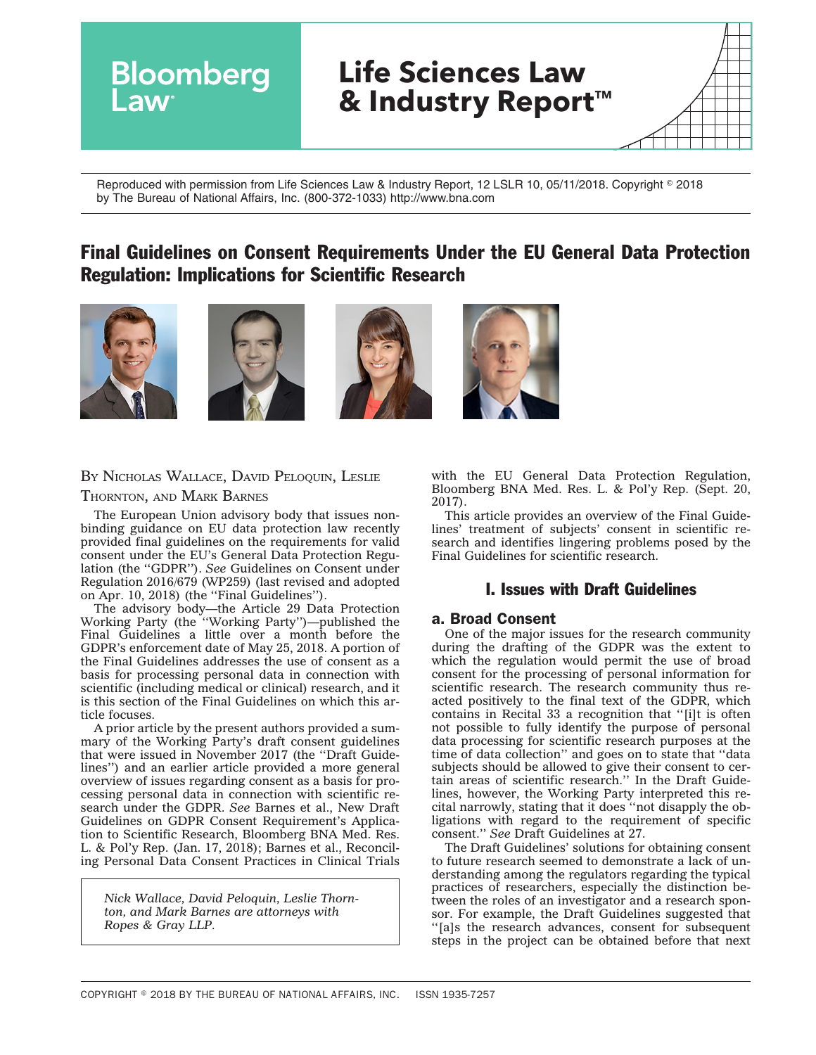Reproduced with permission from Life Sciences Law & Industry Report, 12 LSLR 10, 05/11/2018. Copyright © 2018 by The Bureau of National Affairs, Inc. (800-372-1033) http://www.bna.com

# Final Guidelines on Consent Requirements Under the EU General Data Protection Regulation: Implications for Scientific Research

By Nicholas Wallace, David Peloquin, Leslie Thornton, and Mark Barnes

The European Union advisory body that issues non-binding guidance on EU data protection law recently provided final guidelines on the requirements for valid consent under the EU's General Data Protection Regulation (the ''GDPR''). *See* Guidelines on Consent under Regulation 2016/679 (WP259) (last revised and adopted on Apr. 10, 2018) (the ''Final Guidelines'').

The advisory body—the Article 29 Data Protection Working Party (the ''Working Party'')—published the Final Guidelines a little over a month before the GDPR's enforcement date of May 25, 2018. A portion of the Final Guidelines addresses the use of consent as a basis for processing personal data in connection with scientific (including medical or clinical) research, and it is this section of the Final Guidelines on which this article focuses.

A prior article by the present authors provided a summary of the Working Party's draft consent guidelines that were issued in November 2017 (the ''Draft Guidelines'') and an earlier article provided a more general overview of issues regarding consent as a basis for processing personal data in connection with scientific research under the GDPR. *See* Barnes et al., New Draft Guidelines on GDPR Consent Requirement's Application to Scientific Research, Bloomberg BNA Med. Res. L. & Pol'y Rep. (Jan. 17, 2018); Barnes et al., Reconciling Personal Data Consent Practices in Clinical Trials with the EU General Data Protection Regulation, Bloomberg BNA Med. Res. L. & Pol'y Rep. (Sept. 20, 2017).

*Nick Wallace, David Peloquin, Leslie Thornton, and Mark Barnes are attorneys with Ropes & Gray LLP.*

This article provides an overview of the Final Guidelines' treatment of subjects' consent in scientific research and identifies lingering problems posed by the Final Guidelines for scientific research.

## I. Issues with Draft Guidelines

### a. Broad Consent

One of the major issues for the research community during the drafting of the GDPR was the extent to which the regulation would permit the use of broad consent for the processing of personal information for scientific research. The research community thus reacted positively to the final text of the GDPR, which contains in Recital 33 a recognition that ''[i]t is often not possible to fully identify the purpose of personal data processing for scientific research purposes at the time of data collection'' and goes on to state that ''data subjects should be allowed to give their consent to certain areas of scientific research.'' In the Draft Guidelines, however, the Working Party interpreted this recital narrowly, stating that it does ''not disapply the obligations with regard to the requirement of specific consent.'' *See* Draft Guidelines at 27.

The Draft Guidelines' solutions for obtaining consent to future research seemed to demonstrate a lack of understanding among the regulators regarding the typical practices of researchers, especially the distinction between the roles of an investigator and a research sponsor. For example, the Draft Guidelines suggested that ''[a]s the research advances, consent for subsequent steps in the project can be obtained before that next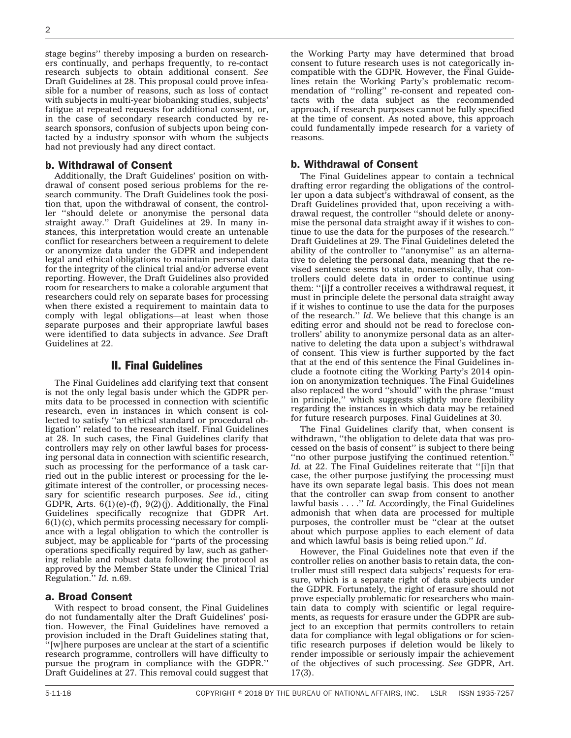stage begins'' thereby imposing a burden on researchers continually, and perhaps frequently, to re-contact research subjects to obtain additional consent. *See* Draft Guidelines at 28. This proposal could prove infeasible for a number of reasons, such as loss of contact with subjects in multi-year biobanking studies, subjects' fatigue at repeated requests for additional consent, or, in the case of secondary research conducted by research sponsors, confusion of subjects upon being contacted by a industry sponsor with whom the subjects had not previously had any direct contact.

### b. Withdrawal of Consent

Additionally, the Draft Guidelines' position on withdrawal of consent posed serious problems for the research community. The Draft Guidelines took the position that, upon the withdrawal of consent, the controller ''should delete or anonymise the personal data straight away.'' Draft Guidelines at 29. In many instances, this interpretation would create an untenable conflict for researchers between a requirement to delete or anonymize data under the GDPR and independent legal and ethical obligations to maintain personal data for the integrity of the clinical trial and/or adverse event reporting. However, the Draft Guidelines also provided room for researchers to make a colorable argument that researchers could rely on separate bases for processing when there existed a requirement to maintain data to comply with legal obligations—at least when those separate purposes and their appropriate lawful bases were identified to data subjects in advance. *See* Draft Guidelines at 22.

## II. Final Guidelines

The Final Guidelines add clarifying text that consent is not the only legal basis under which the GDPR permits data to be processed in connection with scientific research, even in instances in which consent is collected to satisfy ''an ethical standard or procedural obligation'' related to the research itself. Final Guidelines at 28. In such cases, the Final Guidelines clarify that controllers may rely on other lawful bases for processing personal data in connection with scientific research, such as processing for the performance of a task carried out in the public interest or processing for the legitimate interest of the controller, or processing necessary for scientific research purposes. *See id.*, citing GDPR, Arts. 6(1)(e)-(f), 9(2)(j). Additionally, the Final Guidelines specifically recognize that GDPR Art. 6(1)(c), which permits processing necessary for compliance with a legal obligation to which the controller is subject, may be applicable for ''parts of the processing operations specifically required by law, such as gathering reliable and robust data following the protocol as approved by the Member State under the Clinical Trial Regulation.'' *Id.* n.69.

### a. Broad Consent

With respect to broad consent, the Final Guidelines do not fundamentally alter the Draft Guidelines' position. However, the Final Guidelines have removed a provision included in the Draft Guidelines stating that, ''[w]here purposes are unclear at the start of a scientific research programme, controllers will have difficulty to pursue the program in compliance with the GDPR.'' Draft Guidelines at 27. This removal could suggest that the Working Party may have determined that broad consent to future research uses is not categorically incompatible with the GDPR. However, the Final Guidelines retain the Working Party's problematic recommendation of ''rolling'' re-consent and repeated contacts with the data subject as the recommended approach, if research purposes cannot be fully specified at the time of consent. As noted above, this approach could fundamentally impede research for a variety of reasons.

### b. Withdrawal of Consent

The Final Guidelines appear to contain a technical drafting error regarding the obligations of the controller upon a data subject's withdrawal of consent, as the Draft Guidelines provided that, upon receiving a withdrawal request, the controller ''should delete or anonymise the personal data straight away if it wishes to continue to use the data for the purposes of the research.'' Draft Guidelines at 29. The Final Guidelines deleted the ability of the controller to ''anonymise'' as an alternative to deleting the personal data, meaning that the revised sentence seems to state, nonsensically, that controllers could delete data in order to continue using them: ''[i]f a controller receives a withdrawal request, it must in principle delete the personal data straight away if it wishes to continue to use the data for the purposes of the research.'' *Id.* We believe that this change is an editing error and should not be read to foreclose controllers' ability to anonymize personal data as an alternative to deleting the data upon a subject's withdrawal of consent. This view is further supported by the fact that at the end of this sentence the Final Guidelines include a footnote citing the Working Party's 2014 opinion on anonymization techniques. The Final Guidelines also replaced the word ''should'' with the phrase ''must in principle,'' which suggests slightly more flexibility regarding the instances in which data may be retained for future research purposes. Final Guidelines at 30.

The Final Guidelines clarify that, when consent is withdrawn, ''the obligation to delete data that was processed on the basis of consent'' is subject to there being ''no other purpose justifying the continued retention.'' *Id.* at 22. The Final Guidelines reiterate that ''[i]n that case, the other purpose justifying the processing must have its own separate legal basis. This does not mean that the controller can swap from consent to another lawful basis . . . .'' *Id.* Accordingly, the Final Guidelines admonish that when data are processed for multiple purposes, the controller must be ''clear at the outset about which purpose applies to each element of data and which lawful basis is being relied upon.'' *Id*.

However, the Final Guidelines note that even if the controller relies on another basis to retain data, the controller must still respect data subjects' requests for erasure, which is a separate right of data subjects under the GDPR. Fortunately, the right of erasure should not prove especially problematic for researchers who maintain data to comply with scientific or legal requirements, as requests for erasure under the GDPR are subject to an exception that permits controllers to retain data for compliance with legal obligations or for scientific research purposes if deletion would be likely to render impossible or seriously impair the achievement of the objectives of such processing. *See* GDPR, Art. 17(3).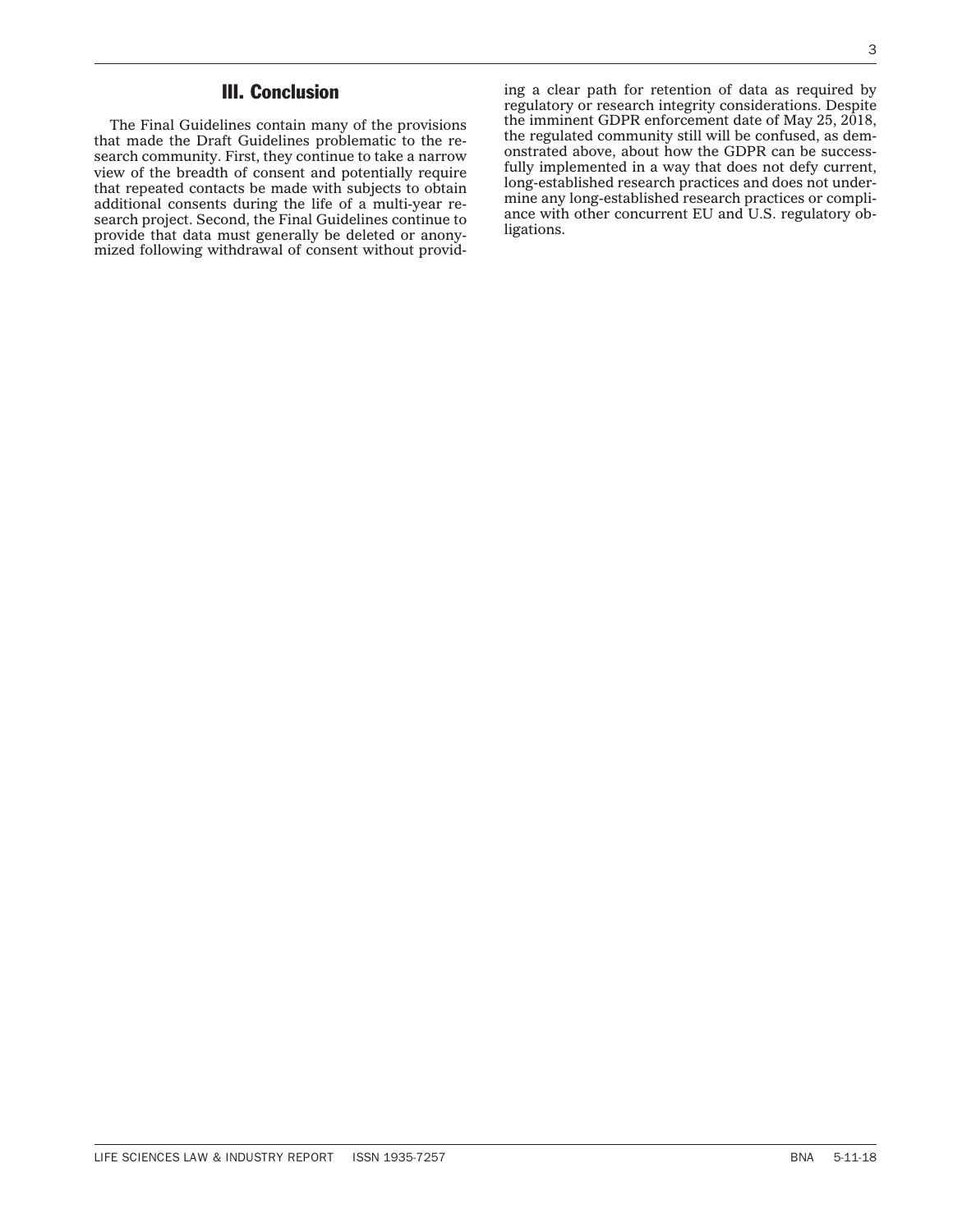## III. Conclusion

The Final Guidelines contain many of the provisions that made the Draft Guidelines problematic to the research community. First, they continue to take a narrow view of the breadth of consent and potentially require that repeated contacts be made with subjects to obtain additional consents during the life of a multi-year research project. Second, the Final Guidelines continue to provide that data must generally be deleted or anonymized following withdrawal of consent without providing a clear path for retention of data as required by regulatory or research integrity considerations. Despite the imminent GDPR enforcement date of May 25, 2018, the regulated community still will be confused, as demonstrated above, about how the GDPR can be successfully implemented in a way that does not defy current, long-established research practices and does not undermine any long-established research practices or compliance with other concurrent EU and U.S. regulatory obligations.